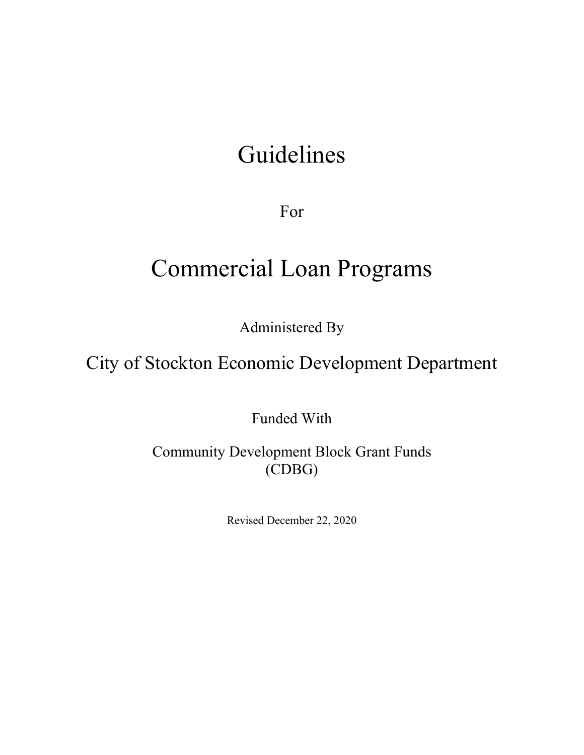# Guidelines

For

# Commercial Loan Programs

Administered By

## City of Stockton Economic Development Department

Funded With

Community Development Block Grant Funds
(CDBG)

Revised December 22, 2020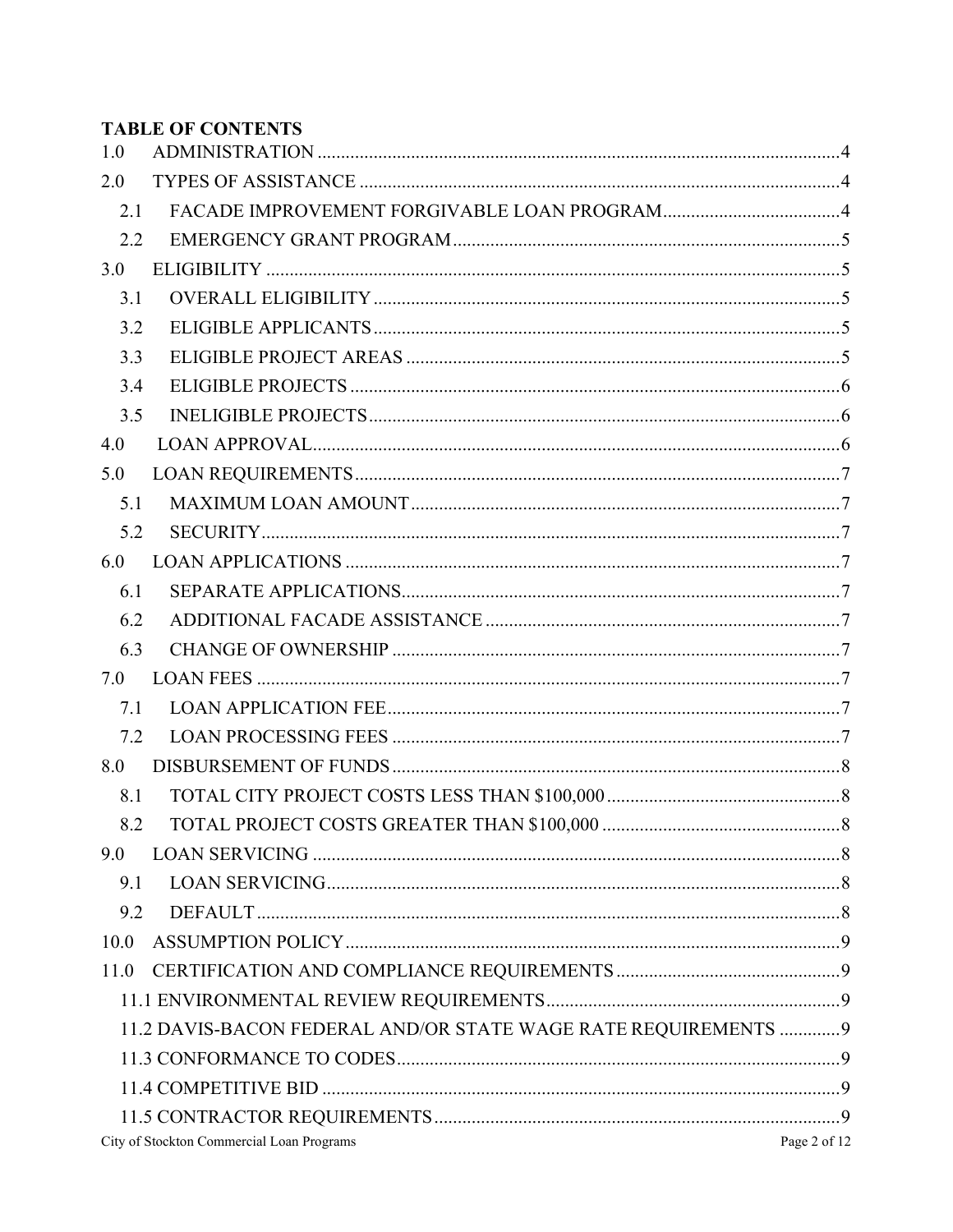**TABLE OF CONTENTS**

1.0 ADMINISTRATION .....4

2.0 TYPES OF ASSISTANCE .....4

- 2.1 FACADE IMPROVEMENT FORGIVABLE LOAN PROGRAM .....4
- 2.2 EMERGENCY GRANT PROGRAM .....5

3.0 ELIGIBILITY .....5

- 3.1 OVERALL ELIGIBILITY .....5
- 3.2 ELIGIBLE APPLICANTS .....5
- 3.3 ELIGIBLE PROJECT AREAS .....5
- 3.4 ELIGIBLE PROJECTS .....6
- 3.5 INELIGIBLE PROJECTS .....6

4.0 LOAN APPROVAL .....6

5.0 LOAN REQUIREMENTS .....7

- 5.1 MAXIMUM LOAN AMOUNT .....7
- 5.2 SECURITY .....7

6.0 LOAN APPLICATIONS .....7

- 6.1 SEPARATE APPLICATIONS .....7
- 6.2 ADDITIONAL FACADE ASSISTANCE .....7
- 6.3 CHANGE OF OWNERSHIP .....7

7.0 LOAN FEES .....7

- 7.1 LOAN APPLICATION FEE .....7
- 7.2 LOAN PROCESSING FEES .....7

8.0 DISBURSEMENT OF FUNDS .....8

- 8.1 TOTAL CITY PROJECT COSTS LESS THAN $100,000 .....8
- 8.2 TOTAL PROJECT COSTS GREATER THAN $100,000 .....8

9.0 LOAN SERVICING .....8

- 9.1 LOAN SERVICING .....8
- 9.2 DEFAULT .....8

10.0 ASSUMPTION POLICY .....9

11.0 CERTIFICATION AND COMPLIANCE REQUIREMENTS .....9

- 11.1 ENVIRONMENTAL REVIEW REQUIREMENTS .....9
- 11.2 DAVIS-BACON FEDERAL AND/OR STATE WAGE RATE REQUIREMENTS .....9
- 11.3 CONFORMANCE TO CODES .....9
- 11.4 COMPETITIVE BID .....9
- 11.5 CONTRACTOR REQUIREMENTS .....9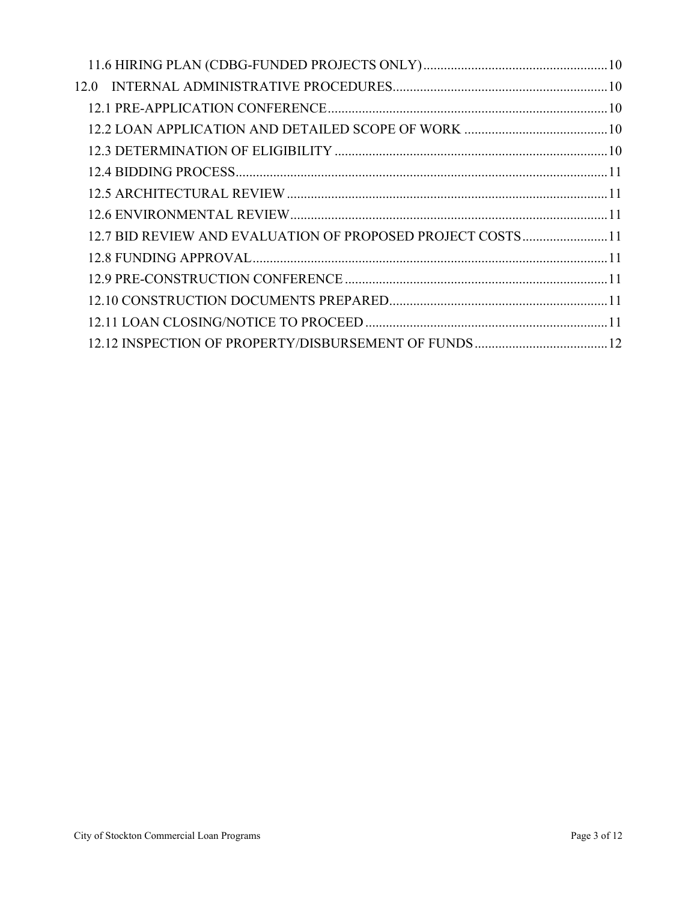11.6 HIRING PLAN (CDBG-FUNDED PROJECTS ONLY) ..... 10

12.0 INTERNAL ADMINISTRATIVE PROCEDURES ..... 10

12.1 PRE-APPLICATION CONFERENCE ..... 10

12.2 LOAN APPLICATION AND DETAILED SCOPE OF WORK ..... 10

12.3 DETERMINATION OF ELIGIBILITY ..... 10

12.4 BIDDING PROCESS ..... 11

12.5 ARCHITECTURAL REVIEW ..... 11

12.6 ENVIRONMENTAL REVIEW ..... 11

12.7 BID REVIEW AND EVALUATION OF PROPOSED PROJECT COSTS ..... 11

12.8 FUNDING APPROVAL ..... 11

12.9 PRE-CONSTRUCTION CONFERENCE ..... 11

12.10 CONSTRUCTION DOCUMENTS PREPARED ..... 11

12.11 LOAN CLOSING/NOTICE TO PROCEED ..... 11

12.12 INSPECTION OF PROPERTY/DISBURSEMENT OF FUNDS ..... 12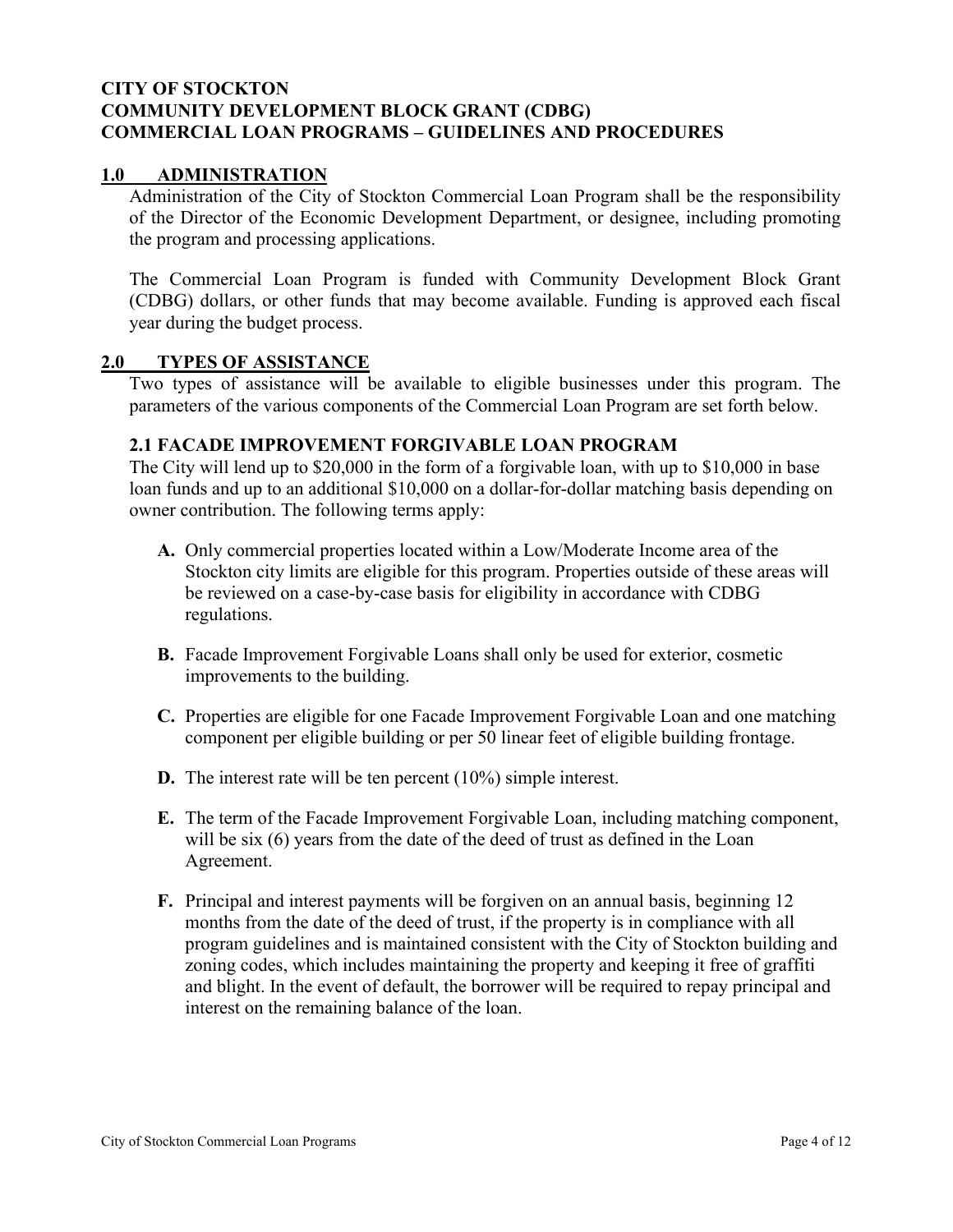**CITY OF STOCKTON**
**COMMUNITY DEVELOPMENT BLOCK GRANT (CDBG)**
**COMMERCIAL LOAN PROGRAMS – GUIDELINES AND PROCEDURES**

## 1.0 ADMINISTRATION

Administration of the City of Stockton Commercial Loan Program shall be the responsibility of the Director of the Economic Development Department, or designee, including promoting the program and processing applications.

The Commercial Loan Program is funded with Community Development Block Grant (CDBG) dollars, or other funds that may become available. Funding is approved each fiscal year during the budget process.

## 2.0 TYPES OF ASSISTANCE

Two types of assistance will be available to eligible businesses under this program. The parameters of the various components of the Commercial Loan Program are set forth below.

### 2.1 FACADE IMPROVEMENT FORGIVABLE LOAN PROGRAM

The City will lend up to $20,000 in the form of a forgivable loan, with up to $10,000 in base loan funds and up to an additional $10,000 on a dollar-for-dollar matching basis depending on owner contribution. The following terms apply:

**A.** Only commercial properties located within a Low/Moderate Income area of the Stockton city limits are eligible for this program. Properties outside of these areas will be reviewed on a case-by-case basis for eligibility in accordance with CDBG regulations.

**B.** Facade Improvement Forgivable Loans shall only be used for exterior, cosmetic improvements to the building.

**C.** Properties are eligible for one Facade Improvement Forgivable Loan and one matching component per eligible building or per 50 linear feet of eligible building frontage.

**D.** The interest rate will be ten percent (10%) simple interest.

**E.** The term of the Facade Improvement Forgivable Loan, including matching component, will be six (6) years from the date of the deed of trust as defined in the Loan Agreement.

**F.** Principal and interest payments will be forgiven on an annual basis, beginning 12 months from the date of the deed of trust, if the property is in compliance with all program guidelines and is maintained consistent with the City of Stockton building and zoning codes, which includes maintaining the property and keeping it free of graffiti and blight. In the event of default, the borrower will be required to repay principal and interest on the remaining balance of the loan.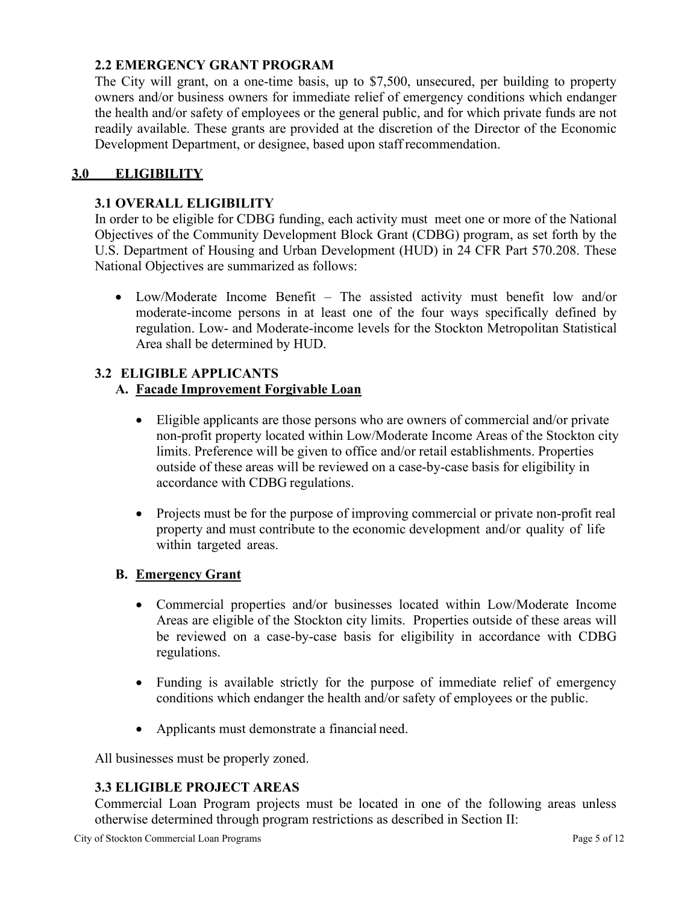### 2.2 EMERGENCY GRANT PROGRAM

The City will grant, on a one-time basis, up to $7,500, unsecured, per building to property owners and/or business owners for immediate relief of emergency conditions which endanger the health and/or safety of employees or the general public, and for which private funds are not readily available. These grants are provided at the discretion of the Director of the Economic Development Department, or designee, based upon staff recommendation.

## 3.0 ELIGIBILITY

### 3.1 OVERALL ELIGIBILITY

In order to be eligible for CDBG funding, each activity must meet one or more of the National Objectives of the Community Development Block Grant (CDBG) program, as set forth by the U.S. Department of Housing and Urban Development (HUD) in 24 CFR Part 570.208. These National Objectives are summarized as follows:

- Low/Moderate Income Benefit – The assisted activity must benefit low and/or moderate-income persons in at least one of the four ways specifically defined by regulation. Low- and Moderate-income levels for the Stockton Metropolitan Statistical Area shall be determined by HUD.

### 3.2 ELIGIBLE APPLICANTS

**A. Facade Improvement Forgivable Loan**

- Eligible applicants are those persons who are owners of commercial and/or private non-profit property located within Low/Moderate Income Areas of the Stockton city limits. Preference will be given to office and/or retail establishments. Properties outside of these areas will be reviewed on a case-by-case basis for eligibility in accordance with CDBG regulations.
- Projects must be for the purpose of improving commercial or private non-profit real property and must contribute to the economic development and/or quality of life within targeted areas.

**B. Emergency Grant**

- Commercial properties and/or businesses located within Low/Moderate Income Areas are eligible of the Stockton city limits. Properties outside of these areas will be reviewed on a case-by-case basis for eligibility in accordance with CDBG regulations.
- Funding is available strictly for the purpose of immediate relief of emergency conditions which endanger the health and/or safety of employees or the public.
- Applicants must demonstrate a financial need.

All businesses must be properly zoned.

### 3.3 ELIGIBLE PROJECT AREAS

Commercial Loan Program projects must be located in one of the following areas unless otherwise determined through program restrictions as described in Section II: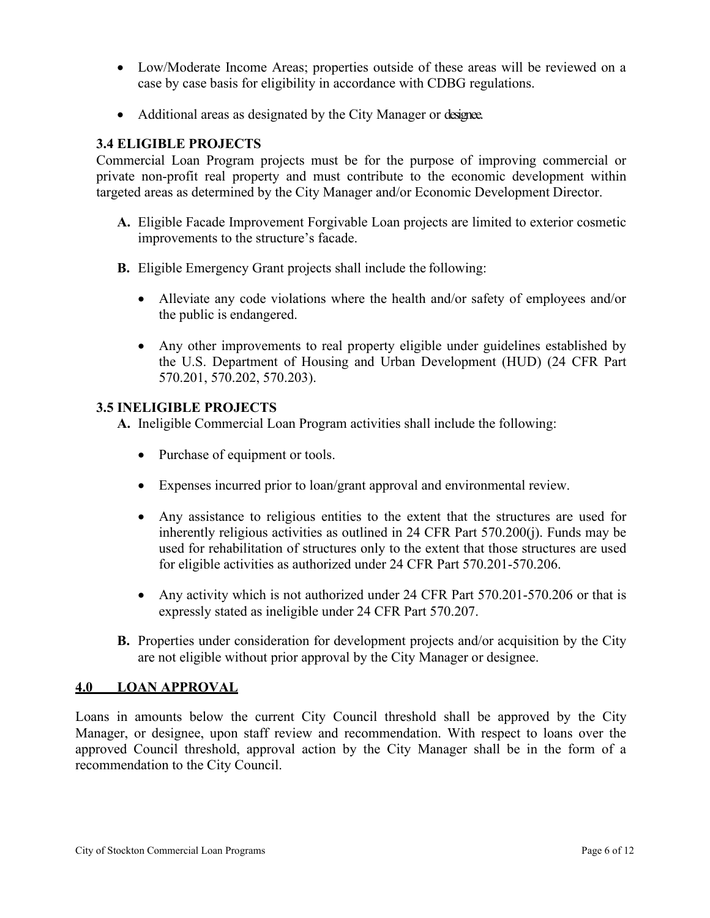- Low/Moderate Income Areas; properties outside of these areas will be reviewed on a case by case basis for eligibility in accordance with CDBG regulations.
- Additional areas as designated by the City Manager or designee.

### 3.4 ELIGIBLE PROJECTS

Commercial Loan Program projects must be for the purpose of improving commercial or private non-profit real property and must contribute to the economic development within targeted areas as determined by the City Manager and/or Economic Development Director.

**A.** Eligible Facade Improvement Forgivable Loan projects are limited to exterior cosmetic improvements to the structure's facade.

**B.** Eligible Emergency Grant projects shall include the following:

- Alleviate any code violations where the health and/or safety of employees and/or the public is endangered.
- Any other improvements to real property eligible under guidelines established by the U.S. Department of Housing Urban Development (HUD) (24 CFR Part 570.201, 570.202, 570.203).

### 3.5 INELIGIBLE PROJECTS

**A.** Ineligible Commercial Loan Program activities shall include the following:

- Purchase of equipment or tools.
- Expenses incurred prior to loan/grant approval and environmental review.
- Any assistance to religious entities to the extent that the structures are used for inherently religious activities as outlined in 24 CFR Part 570.200(j). Funds may be used for rehabilitation of structures only to the extent that those structures are used for eligible activities as authorized under 24 CFR Part 570.201-570.206.
- Any activity which is not authorized under 24 CFR Part 570.201-570.206 or that is expressly stated as ineligible under 24 CFR Part 570.207.

**B.** Properties under consideration for development projects and/or acquisition by the City are not eligible without prior approval by the City Manager or designee.

## 4.0 LOAN APPROVAL

Loans in amounts below the current City Council threshold shall be approved by the City Manager, or designee, upon staff review and recommendation. With respect to loans over the approved Council threshold, approval action by the City Manager shall be in the form of a recommendation to the City Council.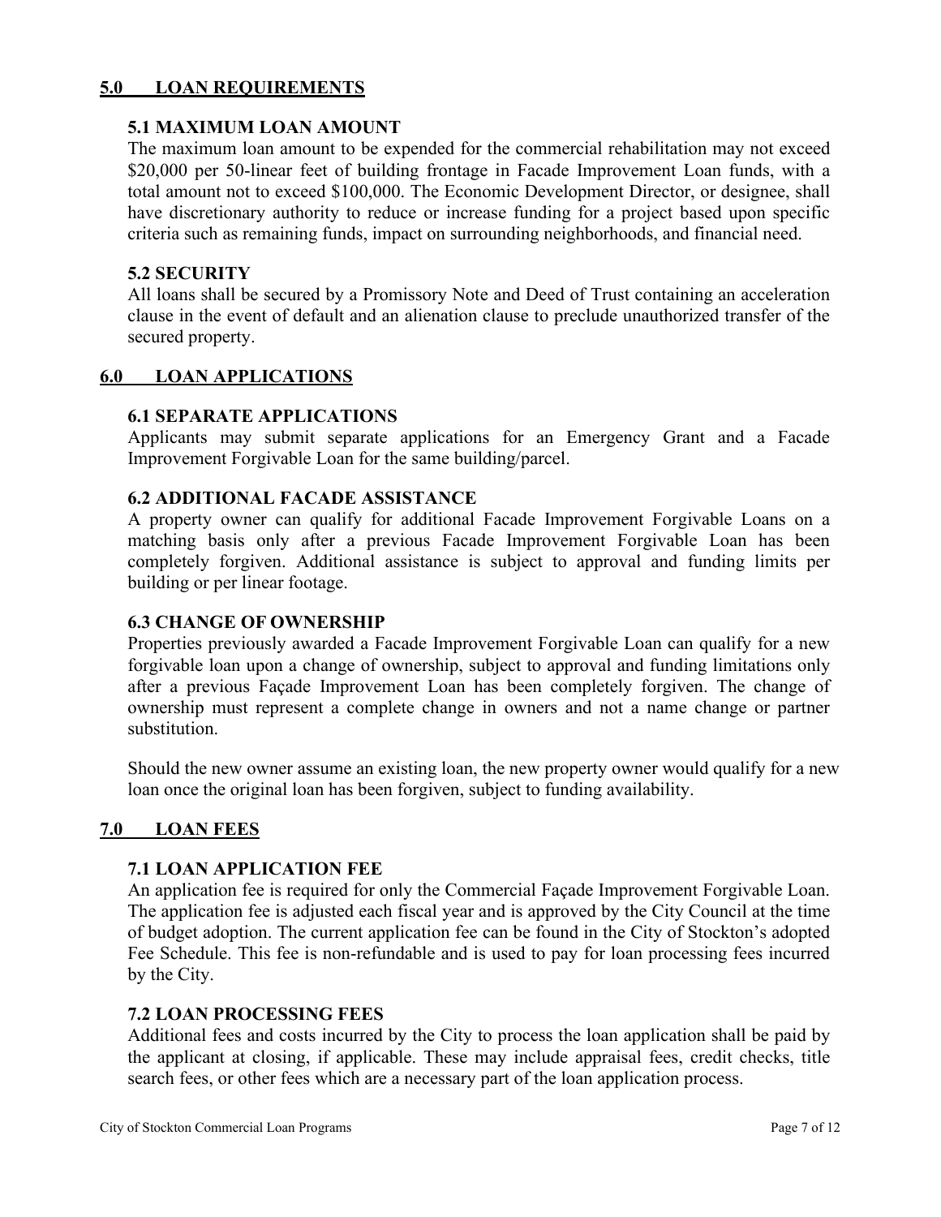## 5.0 LOAN REQUIREMENTS

### 5.1 MAXIMUM LOAN AMOUNT

The maximum loan amount to be expended for the commercial rehabilitation may not exceed $20,000 per 50-linear feet of building frontage in Facade Improvement Loan funds, with a total amount not to exceed $100,000. The Economic Development Director, or designee, shall have discretionary authority to reduce or increase funding for a project based upon specific criteria such as remaining funds, impact on surrounding neighborhoods, and financial need.

### 5.2 SECURITY

All loans shall be secured by a Promissory Note and Deed of Trust containing an acceleration clause in the event of default and an alienation clause to preclude unauthorized transfer of the secured property.

## 6.0 LOAN APPLICATIONS

### 6.1 SEPARATE APPLICATIONS

Applicants may submit separate applications for an Emergency Grant and a Facade Improvement Forgivable Loan for the same building/parcel.

### 6.2 ADDITIONAL FACADE ASSISTANCE

A property owner can qualify for additional Facade Improvement Forgivable Loans on a matching basis only after a previous Facade Improvement Forgivable Loan has been completely forgiven. Additional assistance is subject to approval and funding limits per building or per linear footage.

### 6.3 CHANGE OF OWNERSHIP

Properties previously awarded a Facade Improvement Forgivable Loan can qualify for a new forgivable loan upon a change of ownership, subject to approval and funding limitations only after a previous Façade Improvement Loan has been completely forgiven. The change of ownership must represent a complete change in owners and not a name change or partner substitution.

Should the new owner assume an existing loan, the new property owner would qualify for a new loan once the original loan has been forgiven, subject to funding availability.

## 7.0 LOAN FEES

### 7.1 LOAN APPLICATION FEE

An application fee is required for only the Commercial Façade Improvement Forgivable Loan. The application fee is adjusted each fiscal year and is approved by the City Council at the time of budget adoption. The current application fee can be found in the City of Stockton's adopted Fee Schedule. This fee is non-refundable and is used to pay for loan processing fees incurred by the City.

### 7.2 LOAN PROCESSING FEES

Additional fees and costs incurred by the City to process the loan application shall be paid by the applicant at closing, if applicable. These may include appraisal fees, credit checks, title search fees, or other fees which are a necessary part of the loan application process.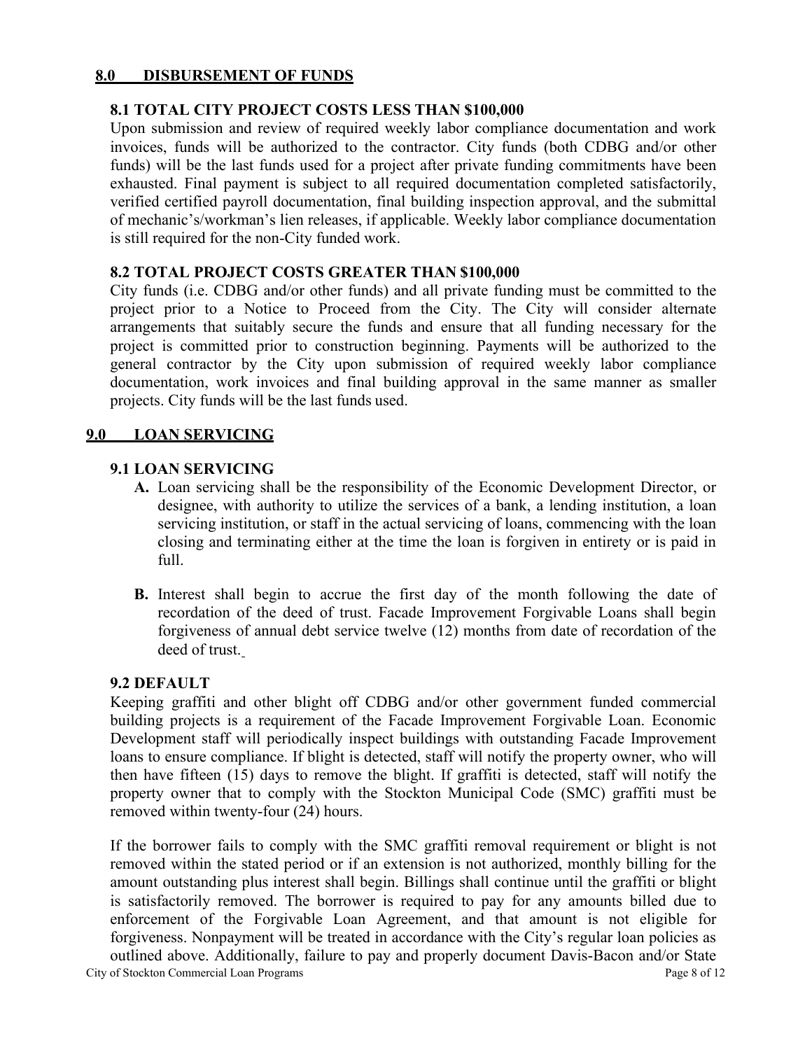## 8.0 DISBURSEMENT OF FUNDS

### 8.1 TOTAL CITY PROJECT COSTS LESS THAN $100,000

Upon submission and review of required weekly labor compliance documentation and work invoices, funds will be authorized to the contractor. City funds (both CDBG and/or other funds) will be the last funds used for a project after private funding commitments have been exhausted. Final payment is subject to all required documentation completed satisfactorily, verified certified payroll documentation, final building inspection approval, and the submittal of mechanic's/workman's lien releases, if applicable. Weekly labor compliance documentation is still required for the non-City funded work.

### 8.2 TOTAL PROJECT COSTS GREATER THAN $100,000

City funds (i.e. CDBG and/or other funds) and all private funding must be committed to the project prior to a Notice to Proceed from the City. The City will consider alternate arrangements that suitably secure the funds and ensure that all funding necessary for the project is committed prior to construction beginning. Payments will be authorized to the general contractor by the City upon submission of required weekly labor compliance documentation, work invoices and final building approval in the same manner as smaller projects. City funds will be the last funds used.

## 9.0 LOAN SERVICING

### 9.1 LOAN SERVICING

**A.** Loan servicing shall be the responsibility of the Economic Development Director, or designee, with authority to utilize the services of a bank, a lending institution, a loan servicing institution, or staff in the actual servicing of loans, commencing with the loan closing and terminating either at the time the loan is forgiven in entirety or is paid in full.

**B.** Interest shall begin to accrue the first day of the month following the date of recordation of the deed of trust. Facade Improvement Forgivable Loans shall begin forgiveness of annual debt service twelve (12) months from date of recordation of the deed of trust.

### 9.2 DEFAULT

Keeping graffiti and other blight off CDBG and/or other government funded commercial building projects is a requirement of the Facade Improvement Forgivable Loan. Economic Development staff will periodically inspect buildings with outstanding Facade Improvement loans to ensure compliance. If blight is detected, staff will notify the property owner, who will then have fifteen (15) days to remove the blight. If graffiti is detected, staff will notify the property owner that to comply with the Stockton Municipal Code (SMC) graffiti must be removed within twenty-four (24) hours.

If the borrower fails to comply with the SMC graffiti removal requirement or blight is not removed within the stated period or if an extension is not authorized, monthly billing for the amount outstanding plus interest shall begin. Billings shall continue until the graffiti or blight is satisfactorily removed. The borrower is required to pay for any amounts billed due to enforcement of the Forgivable Loan Agreement, and that amount is not eligible for forgiveness. Nonpayment will be treated in accordance with the City's regular loan policies as outlined above. Additionally, failure to pay and properly document Davis-Bacon and/or State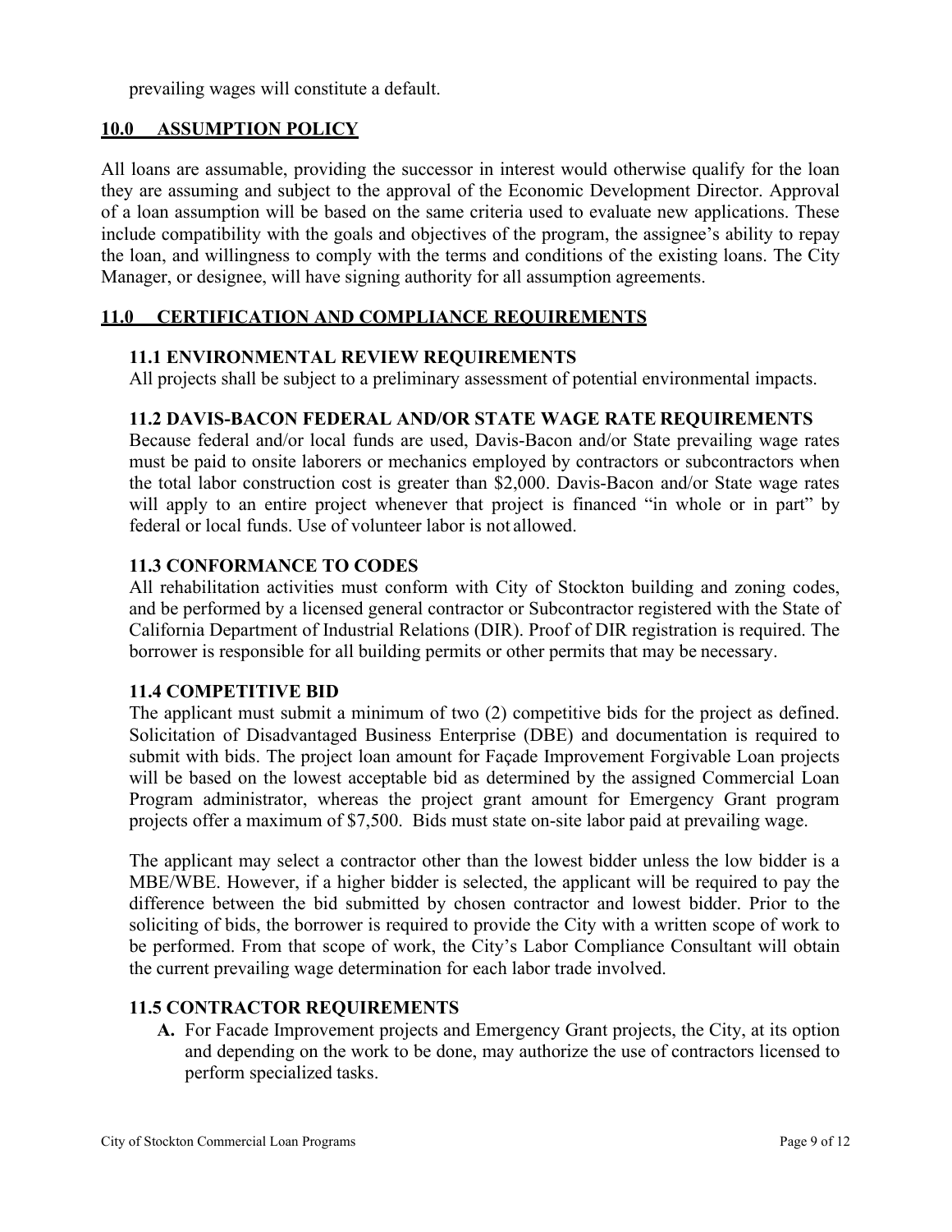prevailing wages will constitute a default.

## 10.0 ASSUMPTION POLICY

All loans are assumable, providing the successor in interest would otherwise qualify for the loan they are assuming and subject to the approval of the Economic Development Director. Approval of a loan assumption will be based on the same criteria used to evaluate new applications. These include compatibility with the goals and objectives of the program, the assignee's ability to repay the loan, and willingness to comply with the terms and conditions of the existing loans. The City Manager, or designee, will have signing authority for all assumption agreements.

## 11.0 CERTIFICATION AND COMPLIANCE REQUIREMENTS

### 11.1 ENVIRONMENTAL REVIEW REQUIREMENTS

All projects shall be subject to a preliminary assessment of potential environmental impacts.

### 11.2 DAVIS-BACON FEDERAL AND/OR STATE WAGE RATE REQUIREMENTS

Because federal and/or local funds are used, Davis-Bacon and/or State prevailing wage rates must be paid to onsite laborers or mechanics employed by contractors or subcontractors when the total labor construction cost is greater than $2,000. Davis-Bacon and/or State wage rates will apply to an entire project whenever that project is financed "in whole or in part" by federal or local funds. Use of volunteer labor is not allowed.

### 11.3 CONFORMANCE TO CODES

All rehabilitation activities must conform with City of Stockton building and zoning codes, and be performed by a licensed general contractor or Subcontractor registered with the State of California Department of Industrial Relations (DIR). Proof of DIR registration is required. The borrower is responsible for all building permits or other permits that may be necessary.

### 11.4 COMPETITIVE BID

The applicant must submit a minimum of two (2) competitive bids for the project as defined. Solicitation of Disadvantaged Business Enterprise (DBE) and documentation is required to submit with bids. The project loan amount for Façade Improvement Forgivable Loan projects will be based on the lowest acceptable bid as determined by the assigned Commercial Loan Program administrator, whereas the project grant amount for Emergency Grant program projects offer a maximum of $7,500. Bids must state on-site labor paid at prevailing wage.

The applicant may select a contractor other than the lowest bidder unless the low bidder is a MBE/WBE. However, if a higher bidder is selected, the applicant will be required to pay the difference between the bid submitted by chosen contractor and lowest bidder. Prior to the soliciting of bids, the borrower is required to provide the City with a written scope of work to be performed. From that scope of work, the City's Labor Compliance Consultant will obtain the current prevailing wage determination for each labor trade involved.

### 11.5 CONTRACTOR REQUIREMENTS

**A.** For Facade Improvement projects and Emergency Grant projects, the City, at its option and depending on the work to be done, may authorize the use of contractors licensed to perform specialized tasks.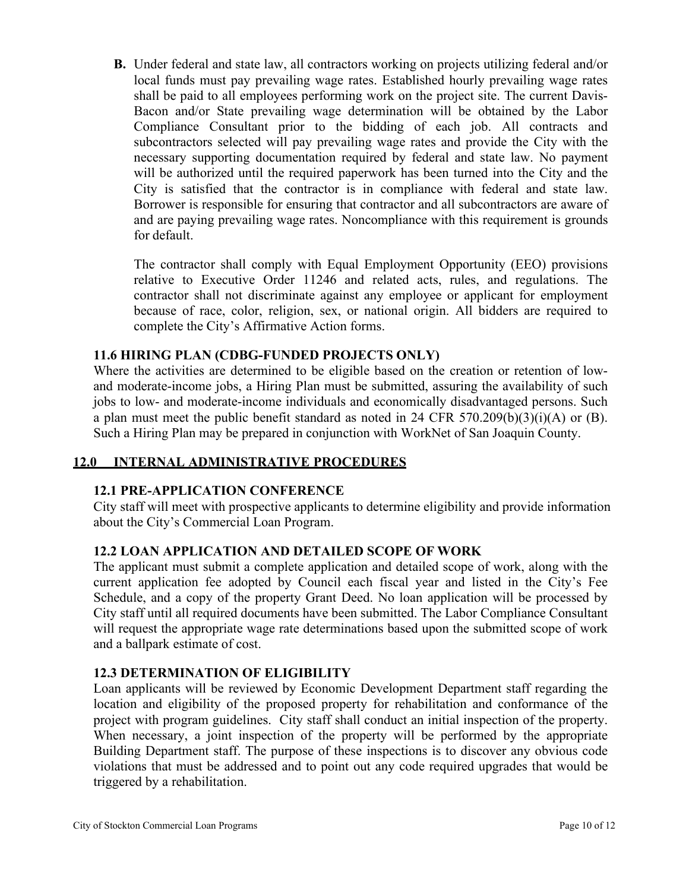**B.** Under federal and state law, all contractors working on projects utilizing federal and/or local funds must pay prevailing wage rates. Established hourly prevailing wage rates shall be paid to all employees performing work on the project site. The current Davis-Bacon and/or State prevailing wage determination will be obtained by the Labor Compliance Consultant prior to the bidding of each job. All contracts and subcontractors selected will pay prevailing wage rates and provide the City with the necessary supporting documentation required by federal and state law. No payment will be authorized until the required paperwork has been turned into the City and the City is satisfied that the contractor is in compliance with federal and state law. Borrower is responsible for ensuring that contractor and all subcontractors are aware of and are paying prevailing wage rates. Noncompliance with this requirement is grounds for default.

The contractor shall comply with Equal Employment Opportunity (EEO) provisions relative to Executive Order 11246 and related acts, rules, and regulations. The contractor shall not discriminate against any employee or applicant for employment because of race, color, religion, sex, or national origin. All bidders are required to complete the City's Affirmative Action forms.

### 11.6 HIRING PLAN (CDBG-FUNDED PROJECTS ONLY)

Where the activities are determined to be eligible based on the creation or retention of low- and moderate-income jobs, a Hiring Plan must be submitted, assuring the availability of such jobs to low- and moderate-income individuals and economically disadvantaged persons. Such a plan must meet the public benefit standard as noted in 24 CFR 570.209(b)(3)(i)(A) or (B). Such a Hiring Plan may be prepared in conjunction with WorkNet of San Joaquin County.

## 12.0 INTERNAL ADMINISTRATIVE PROCEDURES

### 12.1 PRE-APPLICATION CONFERENCE

City staff will meet with prospective applicants to determine eligibility and provide information about the City's Commercial Loan Program.

### 12.2 LOAN APPLICATION AND DETAILED SCOPE OF WORK

The applicant must submit a complete application and detailed scope of work, along with the current application fee adopted by Council each fiscal year and listed in the City's Fee Schedule, and a copy of the property Grant Deed. No loan application will be processed by City staff until all required documents have been submitted. The Labor Compliance Consultant will request the appropriate wage rate determinations based upon the submitted scope of work and a ballpark estimate of cost.

### 12.3 DETERMINATION OF ELIGIBILITY

Loan applicants will be reviewed by Economic Development Department staff regarding the location and eligibility of the proposed property for rehabilitation and conformance of the project with program guidelines. City staff shall conduct an initial inspection of the property. When necessary, a joint inspection of the property will be performed by the appropriate Building Department staff. The purpose of these inspections is to discover any obvious code violations that must be addressed and to point out any code required upgrades that would be triggered by a rehabilitation.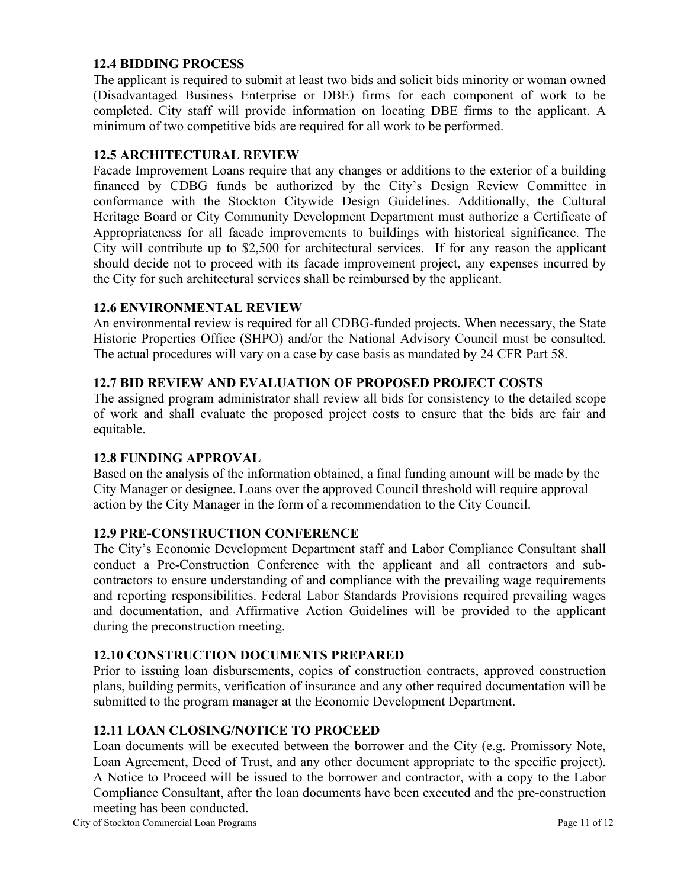### 12.4 BIDDING PROCESS

The applicant is required to submit at least two bids and solicit bids minority or woman owned (Disadvantaged Business Enterprise or DBE) firms for each component of work to be completed. City staff will provide information on locating DBE firms to the applicant. A minimum of two competitive bids are required for all work to be performed.

### 12.5 ARCHITECTURAL REVIEW

Facade Improvement Loans require that any changes or additions to the exterior of a building financed by CDBG funds be authorized by the City's Design Review Committee in conformance with the Stockton Citywide Design Guidelines. Additionally, the Cultural Heritage Board or City Community Development Department must authorize a Certificate of Appropriateness for all facade improvements to buildings with historical significance. The City will contribute up to $2,500 for architectural services. If for any reason the applicant should decide not to proceed with its facade improvement project, any expenses incurred by the City for such architectural services shall be reimbursed by the applicant.

### 12.6 ENVIRONMENTAL REVIEW

An environmental review is required for all CDBG-funded projects. When necessary, the State Historic Properties Office (SHPO) and/or the National Advisory Council must be consulted. The actual procedures will vary on a case by case basis as mandated by 24 CFR Part 58.

### 12.7 BID REVIEW AND EVALUATION OF PROPOSED PROJECT COSTS

The assigned program administrator shall review all bids for consistency to the detailed scope of work and shall evaluate the proposed project costs to ensure that the bids are fair and equitable.

### 12.8 FUNDING APPROVAL

Based on the analysis of the information obtained, a final funding amount will be made by the City Manager or designee. Loans over the approved Council threshold will require approval action by the City Manager in the form of a recommendation to the City Council.

### 12.9 PRE-CONSTRUCTION CONFERENCE

The City's Economic Development Department staff and Labor Compliance Consultant shall conduct a Pre-Construction Conference with the applicant and all contractors and sub-contractors to ensure understanding of and compliance with the prevailing wage requirements and reporting responsibilities. Federal Labor Standards Provisions required prevailing wages and documentation, and Affirmative Action Guidelines will be provided to the applicant during the preconstruction meeting.

### 12.10 CONSTRUCTION DOCUMENTS PREPARED

Prior to issuing loan disbursements, copies of construction contracts, approved construction plans, building permits, verification of insurance and any other required documentation will be submitted to the program manager at the Economic Development Department.

### 12.11 LOAN CLOSING/NOTICE TO PROCEED

Loan documents will be executed between the borrower and the City (e.g. Promissory Note, Loan Agreement, Deed of Trust, and any other document appropriate to the specific project). A Notice to Proceed will be issued to the borrower and contractor, with a copy to the Labor Compliance Consultant, after the loan documents have been executed and the pre-construction meeting has been conducted.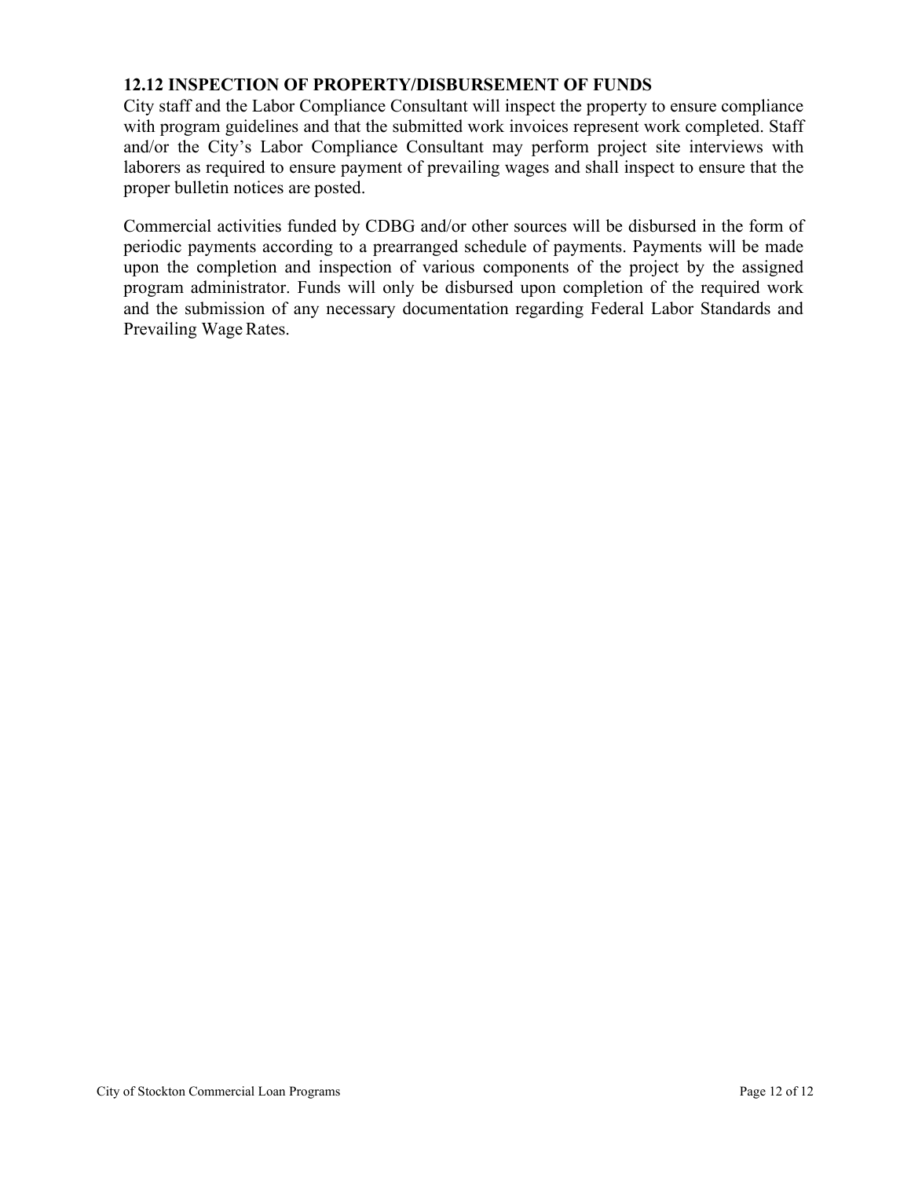### 12.12 INSPECTION OF PROPERTY/DISBURSEMENT OF FUNDS

City staff and the Labor Compliance Consultant will inspect the property to ensure compliance with program guidelines and that the submitted work invoices represent work completed. Staff and/or the City's Labor Compliance Consultant may perform project site interviews with laborers as required to ensure payment of prevailing wages and shall inspect to ensure that the proper bulletin notices are posted.

Commercial activities funded by CDBG and/or other sources will be disbursed in the form of periodic payments according to a prearranged schedule of payments. Payments will be made upon the completion and inspection of various components of the project by the assigned program administrator. Funds will only be disbursed upon completion of the required work and the submission of any necessary documentation regarding Federal Labor Standards and Prevailing Wage Rates.